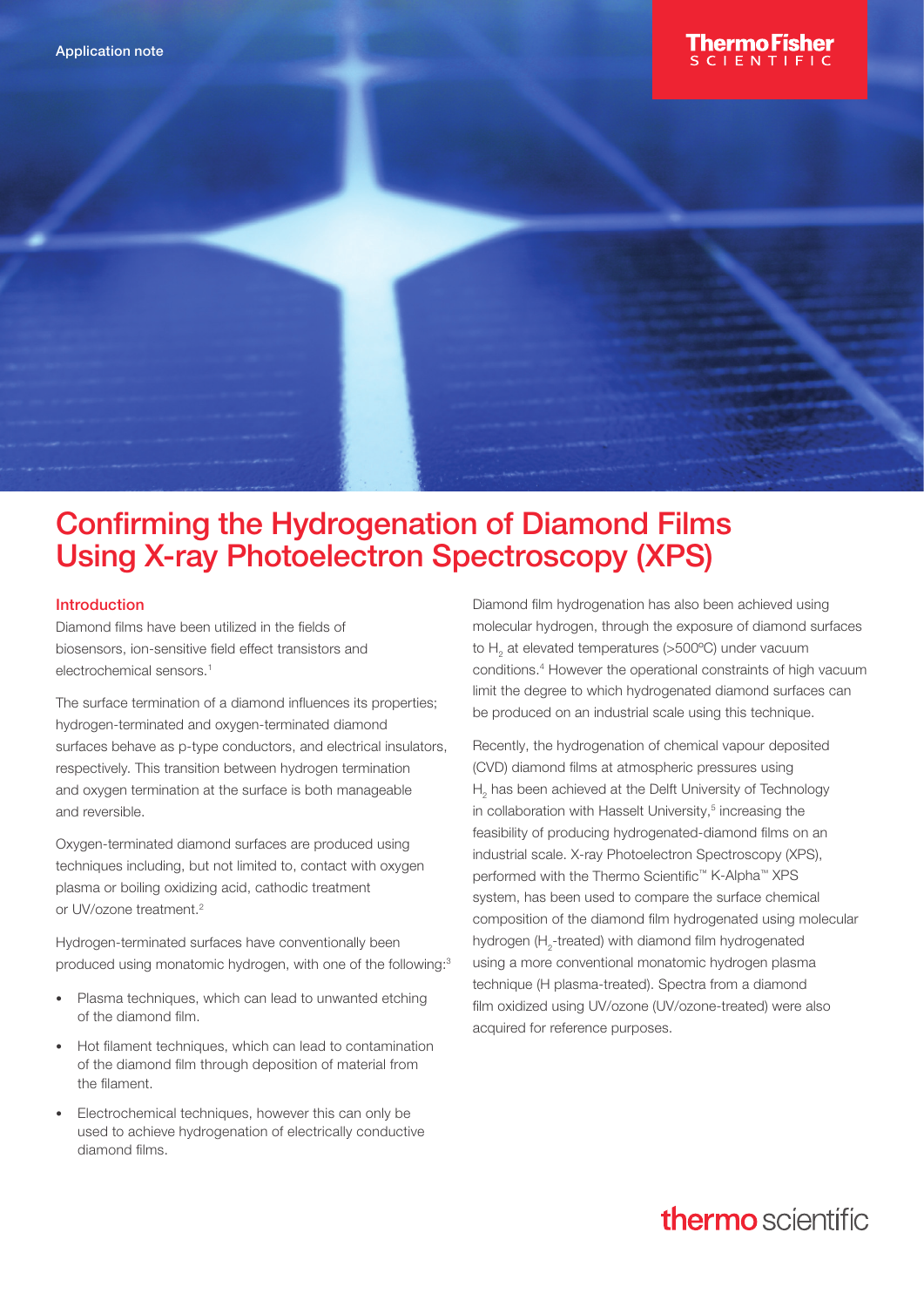Application note

# Confirming the Hydrogenation of Diamond Films Using X-ray Photoelectron Spectroscopy (XPS)

## Introduction

Diamond films have been utilized in the fields of biosensors, ion-sensitive field effect transistors and electrochemical sensors.[1]

The surface termination of a diamond influences its properties; hydrogen-terminated and oxygen-terminated diamond surfaces behave as p-type conductors, and electrical insulators, respectively. This transition between hydrogen termination and oxygen termination at the surface is both manageable and reversible.

Oxygen-terminated diamond surfaces are produced using techniques including, but not limited to, contact with oxygen plasma or boiling oxidizing acid, cathodic treatment or UV/ozone treatment.[2]

Hydrogen-terminated surfaces have conventionally been produced using monatomic hydrogen, with one of the following:[3]

- Plasma techniques, which can lead to unwanted etching of the diamond film.
- Hot filament techniques, which can lead to contamination of the diamond film through deposition of material from the filament.
- Electrochemical techniques, however this can only be used to achieve hydrogenation of electrically conductive diamond films.

Diamond film hydrogenation has also been achieved using molecular hydrogen, through the exposure of diamond surfaces to $H_2$ at elevated temperatures (>500ºC) under vacuum conditions.[4] However the operational constraints of high vacuum limit the degree to which hydrogenated diamond surfaces can be produced on an industrial scale using this technique.

Recently, the hydrogenation of chemical vapour deposited (CVD) diamond films at atmospheric pressures using $H_2$ has been achieved at the Delft University of Technology in collaboration with Hasselt University,[5] increasing the feasibility of producing hydrogenated-diamond films on an industrial scale. X-ray Photoelectron Spectroscopy (XPS), performed with the Thermo Scientific™ K-Alpha™ XPS system, has been used to compare the surface chemical composition of the diamond film hydrogenated using molecular hydrogen ($H_2$-treated) with diamond film hydrogenated using a more conventional monatomic hydrogen plasma technique (H plasma-treated). Spectra from a diamond film oxidized using UV/ozone (UV/ozone-treated) were also acquired for reference purposes.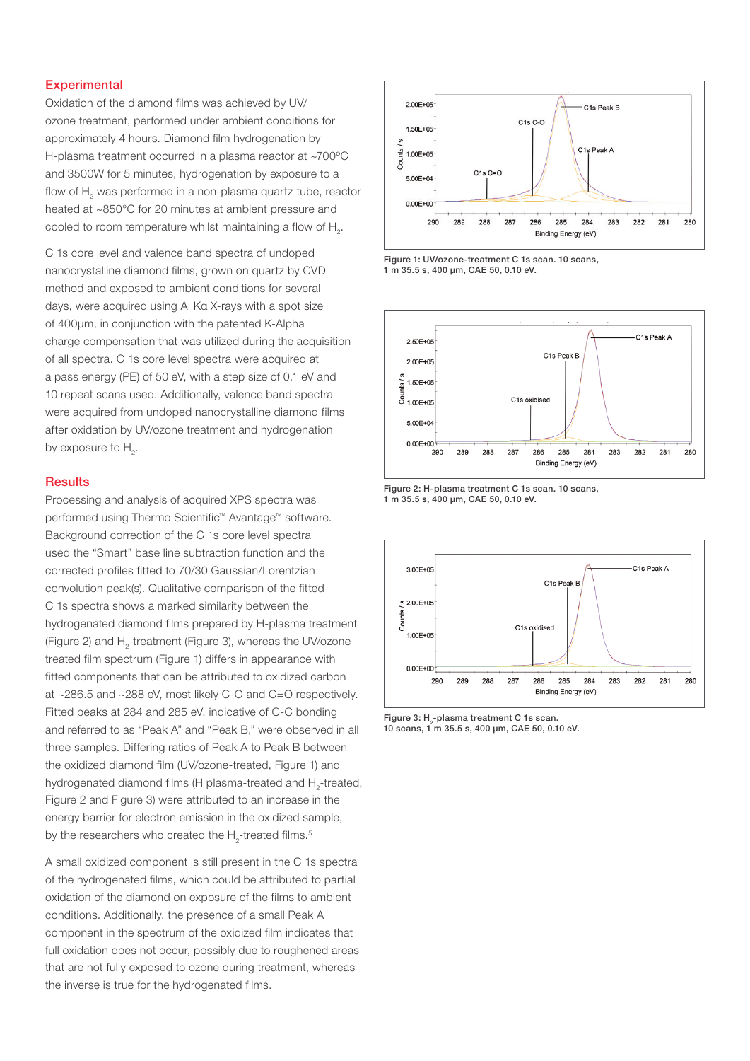## Experimental

Oxidation of the diamond films was achieved by UV/ozone treatment, performed under ambient conditions for approximately 4 hours. Diamond film hydrogenation by H-plasma treatment occurred in a plasma reactor at ~700ºC and 3500W for 5 minutes, hydrogenation by exposure to a flow of $H_2$ was performed in a non-plasma quartz tube, reactor heated at ~850°C for 20 minutes at ambient pressure and cooled to room temperature whilst maintaining a flow of $H_2$.

C 1s core level and valence band spectra of undoped nanocrystalline diamond films, grown on quartz by CVD method and exposed to ambient conditions for several days, were acquired using Al Kα X-rays with a spot size of 400µm, in conjunction with the patented K-Alpha charge compensation that was utilized during the acquisition of all spectra. C 1s core level spectra were acquired at a pass energy (PE) of 50 eV, with a step size of 0.1 eV and 10 repeat scans used. Additionally, valence band spectra were acquired from undoped nanocrystalline diamond films after oxidation by UV/ozone treatment and hydrogenation by exposure to $H_2$.

## Results

Processing and analysis of acquired XPS spectra was performed using Thermo Scientific™ Avantage™ software. Background correction of the C 1s core level spectra used the "Smart" base line subtraction function and the corrected profiles fitted to 70/30 Gaussian/Lorentzian convolution peak(s). Qualitative comparison of the fitted C 1s spectra shows a marked similarity between the hydrogenated diamond films prepared by H-plasma treatment (Figure 2) and $H_2$-treatment (Figure 3), whereas the UV/ozone treated film spectrum (Figure 1) differs in appearance with fitted components that can be attributed to oxidized carbon at ~286.5 and ~288 eV, most likely C-O and C=O respectively. Fitted peaks at 284 and 285 eV, indicative of C-C bonding and referred to as "Peak A" and "Peak B," were observed in all three samples. Differing ratios of Peak A to Peak B between the oxidized diamond film (UV/ozone-treated, Figure 1) and hydrogenated diamond films (H plasma-treated and $H_2$-treated, Figure 2 and Figure 3) were attributed to an increase in the energy barrier for electron emission in the oxidized sample, by the researchers who created the $H_2$-treated films.[5]

A small oxidized component is still present in the C 1s spectra of the hydrogenated films, which could be attributed to partial oxidation of the diamond on exposure of the films to ambient conditions. Additionally, the presence of a small Peak A component in the spectrum of the oxidized film indicates that full oxidation does not occur, possibly due to roughened areas that are not fully exposed to ozone during treatment, whereas the inverse is true for the hydrogenated films.

Figure 1: UV/ozone-treatment C 1s scan. 10 scans, 1 m 35.5 s, 400 µm, CAE 50, 0.10 eV.

Figure 2: H-plasma treatment C 1s scan. 10 scans, 1 m 35.5 s, 400 µm, CAE 50, 0.10 eV.

Figure 3: $H_2$-plasma treatment C 1s scan. 10 scans, 1 m 35.5 s, 400 µm, CAE 50, 0.10 eV.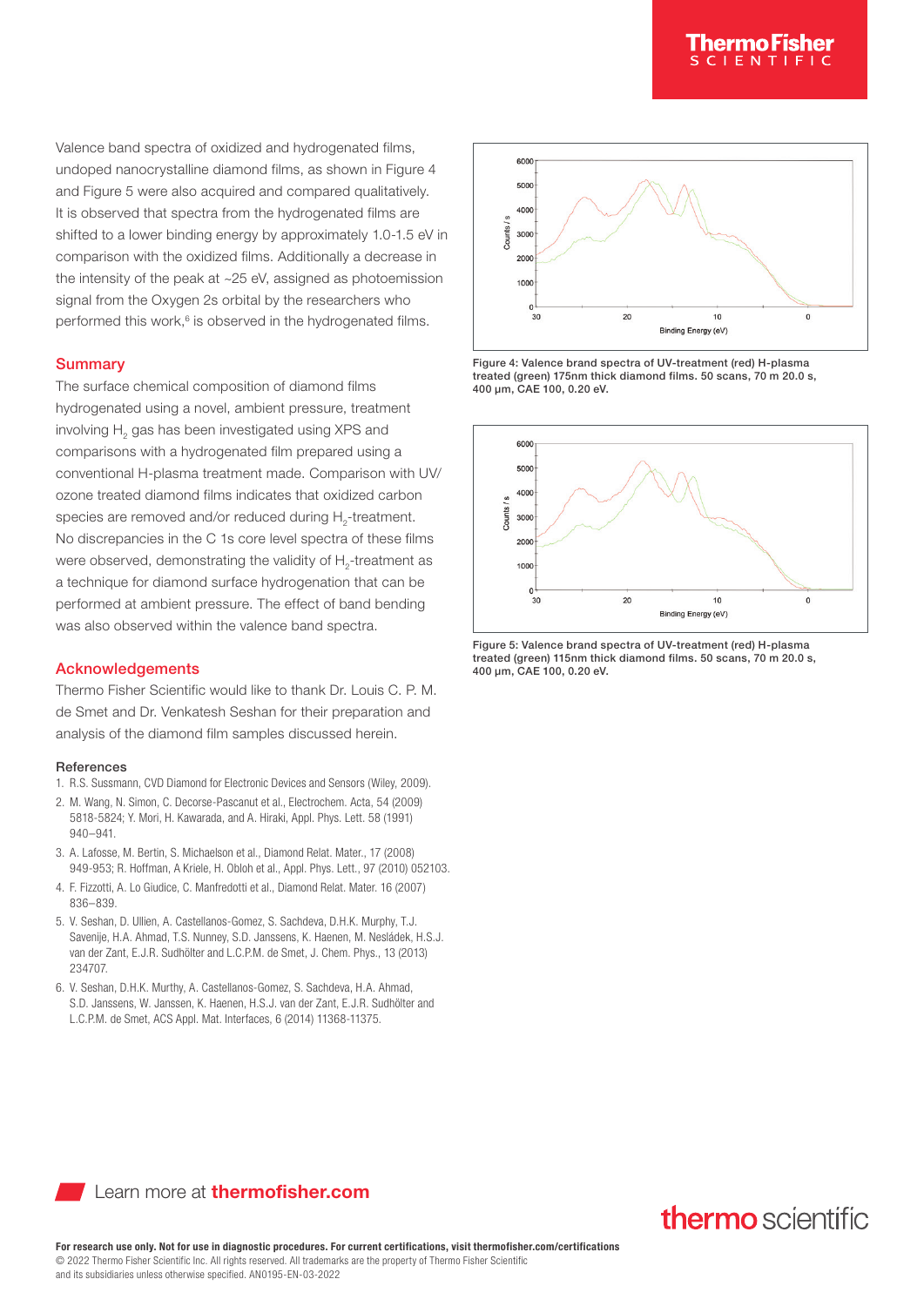Valence band spectra of oxidized and hydrogenated films, undoped nanocrystalline diamond films, as shown in Figure 4 and Figure 5 were also acquired and compared qualitatively. It is observed that spectra from the hydrogenated films are shifted to a lower binding energy by approximately 1.0-1.5 eV in comparison with the oxidized films. Additionally a decrease in the intensity of the peak at ~25 eV, assigned as photoemission signal from the Oxygen 2s orbital by the researchers who performed this work,[6] is observed in the hydrogenated films.

## Summary

The surface chemical composition of diamond films hydrogenated using a novel, ambient pressure, treatment involving $H_2$ gas has been investigated using XPS and comparisons with a hydrogenated film prepared using a conventional H-plasma treatment made. Comparison with UV/ozone treated diamond films indicates that oxidized carbon species are removed and/or reduced during $H_2$-treatment. No discrepancies in the C 1s core level spectra of these films were observed, demonstrating the validity of $H_2$-treatment as a technique for diamond surface hydrogenation that can be performed at ambient pressure. The effect of band bending was also observed within the valence band spectra.

## Acknowledgements

Thermo Fisher Scientific would like to thank Dr. Louis C. P. M. de Smet and Dr. Venkatesh Seshan for their preparation and analysis of the diamond film samples discussed herein.

### References

1. R.S. Sussmann, CVD Diamond for Electronic Devices and Sensors (Wiley, 2009).
2. M. Wang, N. Simon, C. Decorse-Pascanut et al., Electrochem. Acta, 54 (2009) 5818-5824; Y. Mori, H. Kawarada, and A. Hiraki, Appl. Phys. Lett. 58 (1991) 940–941.
3. A. Lafosse, M. Bertin, S. Michaelson et al., Diamond Relat. Mater., 17 (2008) 949-953; R. Hoffman, A Kriele, H. Obloh et al., Appl. Phys. Lett., 97 (2010) 052103.
4. F. Fizzotti, A. Lo Giudice, C. Manfredotti et al., Diamond Relat. Mater. 16 (2007) 836–839.
5. V. Seshan, D. Ullien, A. Castellanos-Gomez, S. Sachdeva, D.H.K. Murphy, T.J. Savenije, H.A. Ahmad, T.S. Nunney, S.D. Janssens, K. Haenen, M. Nesládek, H.S.J. van der Zant, E.J.R. Sudhölter and L.C.P.M. de Smet, J. Chem. Phys., 13 (2013) 234707.
6. V. Seshan, D.H.K. Murthy, A. Castellanos-Gomez, S. Sachdeva, H.A. Ahmad, S.D. Janssens, W. Janssen, K. Haenen, H.S.J. van der Zant, E.J.R. Sudhölter and L.C.P.M. de Smet, ACS Appl. Mat. Interfaces, 6 (2014) 11368-11375.

6000
5000
4000
3000
2000
1000
0
Counts / s
30
20
10
0
Binding Energy (eV)

Figure 4: Valence brand spectra of UV-treatment (red) H-plasma treated (green) 175nm thick diamond films. 50 scans, 70 m 20.0 s, 400 µm, CAE 100, 0.20 eV.

6000
5000
4000
3000
2000
1000
0
Counts / s
30
20
10
0
Binding Energy (eV)

Figure 5: Valence brand spectra of UV-treatment (red) H-plasma treated (green) 115nm thick diamond films. 50 scans, 70 m 20.0 s, 400 µm, CAE 100, 0.20 eV.

Learn more at **thermofisher.com**

**For research use only. Not for use in diagnostic procedures. For current certifications, visit thermofisher.com/certifications**
© 2022 Thermo Fisher Scientific Inc. All rights reserved. All trademarks are the property of Thermo Fisher Scientific and its subsidiaries unless otherwise specified. AN0195-EN-03-2022